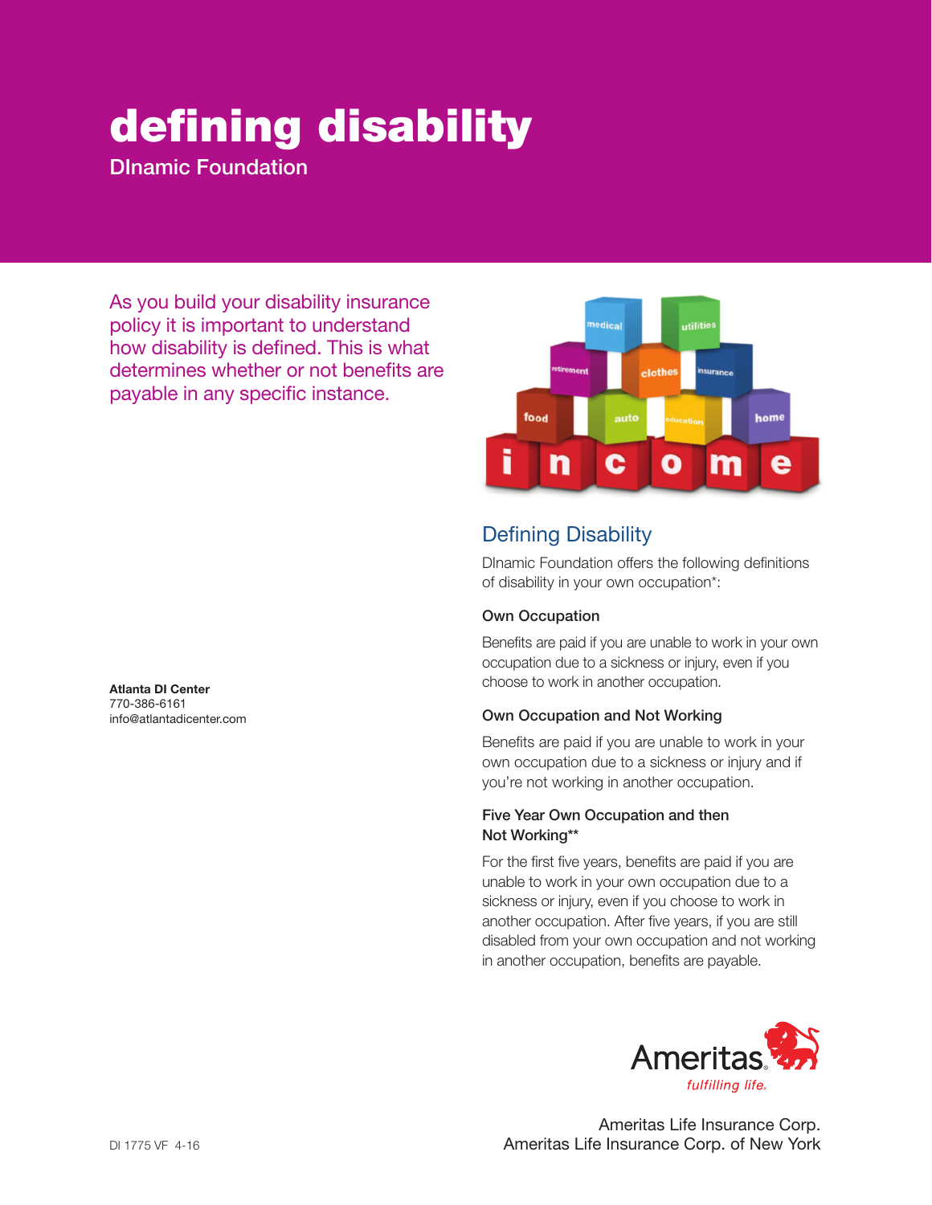# defining disability

DInamic Foundation

As you build your disability insurance policy it is important to understand how disability is defined. This is what determines whether or not benefits are payable in any specific instance.

## Defining Disability

DInamic Foundation offers the following definitions of disability in your own occupation*:

### Own Occupation

Benefits are paid if you are unable to work in your own occupation due to a sickness or injury, even if you choose to work in another occupation.

### Own Occupation and Not Working

Benefits are paid if you are unable to work in your own occupation due to a sickness or injury and if you're not working in another occupation.

### Five Year Own Occupation and then Not Working**

For the first five years, benefits are paid if you are unable to work in your own occupation due to a sickness or injury, even if you choose to work in another occupation. After five years, if you are still disabled from your own occupation and not working in another occupation, benefits are payable.

**Atlanta DI Center**
770-386-6161
info@atlantadicenter.com

Ameritas fulfilling life.

Ameritas Life Insurance Corp.
Ameritas Life Insurance Corp. of New York

DI 1775 VF 4-16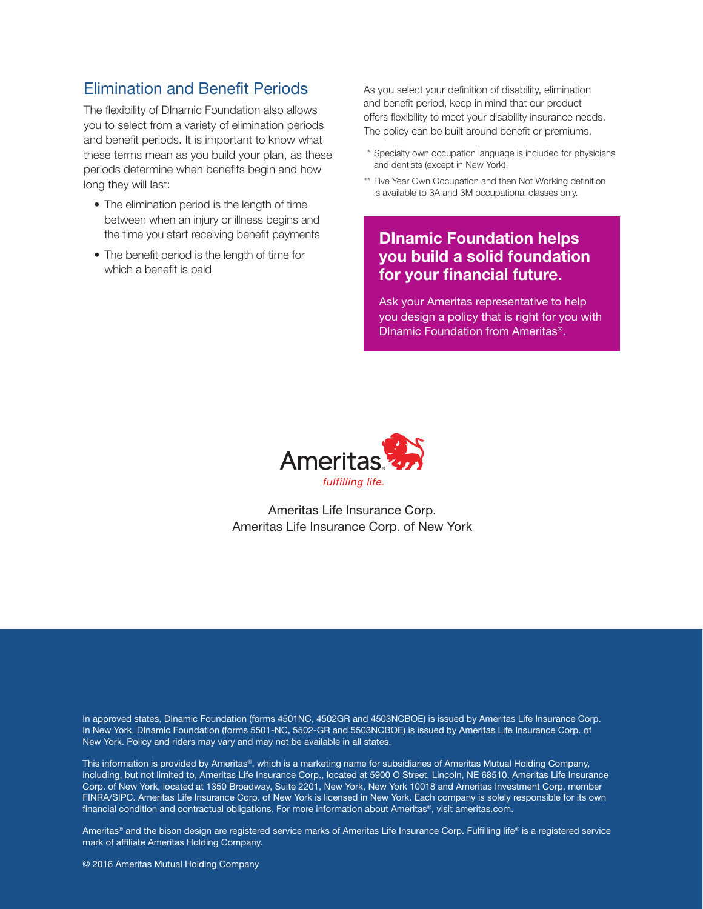## Elimination and Benefit Periods

The flexibility of DInamic Foundation also allows you to select from a variety of elimination periods and benefit periods. It is important to know what these terms mean as you build your plan, as these periods determine when benefits begin and how long they will last:

- The elimination period is the length of time between when an injury or illness begins and the time you start receiving benefit payments
- The benefit period is the length of time for which a benefit is paid

As you select your definition of disability, elimination and benefit period, keep in mind that our product offers flexibility to meet your disability insurance needs. The policy can be built around benefit or premiums.

\* Specialty own occupation language is included for physicians and dentists (except in New York).

\*\* Five Year Own Occupation and then Not Working definition is available to 3A and 3M occupational classes only.

**DInamic Foundation helps you build a solid foundation for your financial future.**

Ask your Ameritas representative to help you design a policy that is right for you with DInamic Foundation from Ameritas®.

Ameritas
*fulfilling life.*

Ameritas Life Insurance Corp.
Ameritas Life Insurance Corp. of New York

In approved states, DInamic Foundation (forms 4501NC, 4502GR and 4503NCBOE) is issued by Ameritas Life Insurance Corp. In New York, DInamic Foundation (forms 5501-NC, 5502-GR and 5503NCBOE) is issued by Ameritas Life Insurance Corp. of New York. Policy and riders may vary and may not be available in all states.

This information is provided by Ameritas®, which is a marketing name for subsidiaries of Ameritas Mutual Holding Company, including, but not limited to, Ameritas Life Insurance Corp., located at 5900 O Street, Lincoln, NE 68510, Ameritas Life Insurance Corp. of New York, located at 1350 Broadway, Suite 2201, New York, New York 10018 and Ameritas Investment Corp, member FINRA/SIPC. Ameritas Life Insurance Corp. of New York is licensed in New York. Each company is solely responsible for its own financial condition and contractual obligations. For more information about Ameritas®, visit ameritas.com.

Ameritas® and the bison design are registered service marks of Ameritas Life Insurance Corp. Fulfilling life® is a registered service mark of affiliate Ameritas Holding Company.

© 2016 Ameritas Mutual Holding Company